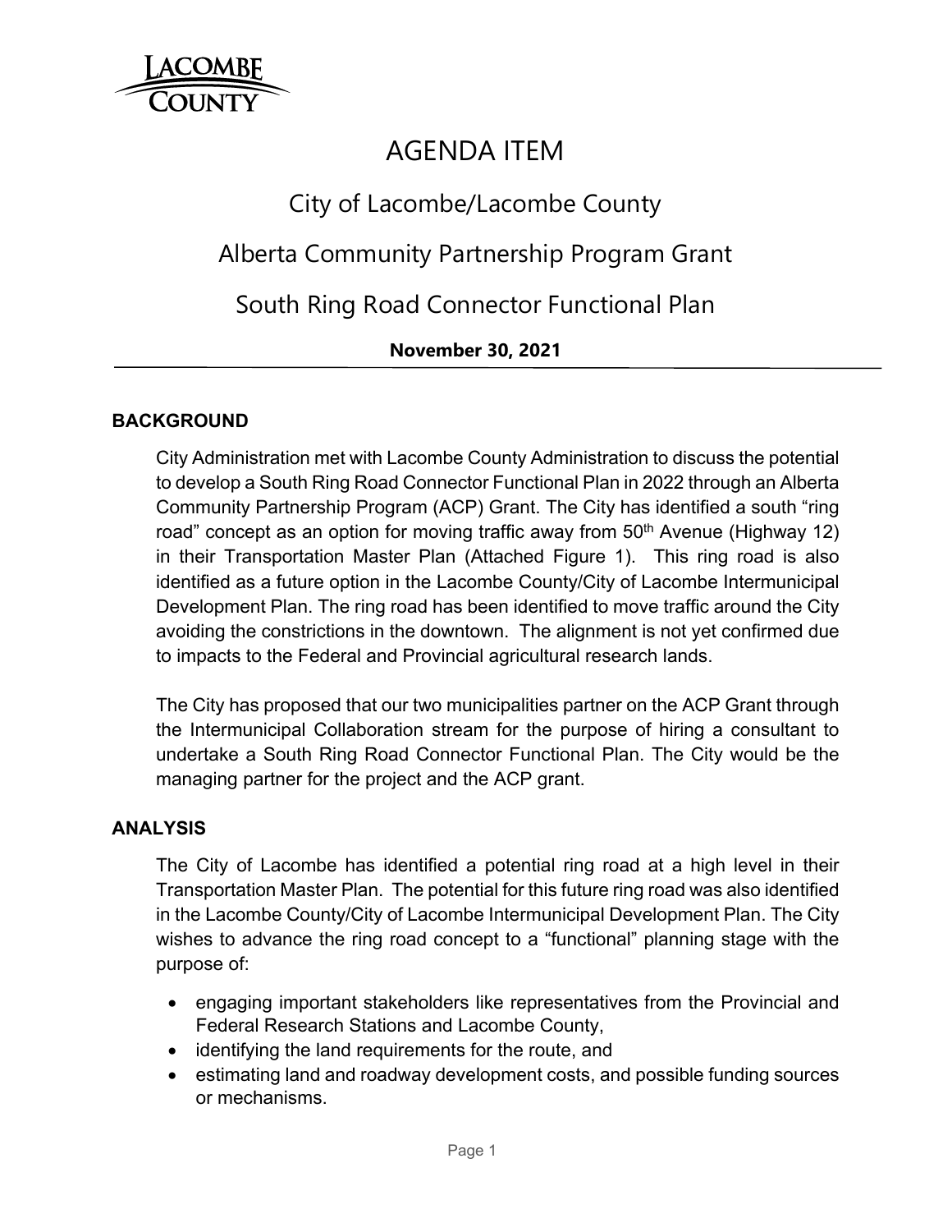LACOMBE COUNTY

# AGENDA ITEM

## City of Lacombe/Lacombe County

## Alberta Community Partnership Program Grant

## South Ring Road Connector Functional Plan

**November 30, 2021**

### BACKGROUND

City Administration met with Lacombe County Administration to discuss the potential to develop a South Ring Road Connector Functional Plan in 2022 through an Alberta Community Partnership Program (ACP) Grant. The City has identified a south "ring road" concept as an option for moving traffic away from 50th Avenue (Highway 12) in their Transportation Master Plan (Attached Figure 1). This ring road is also identified as a future option in the Lacombe County/City of Lacombe Intermunicipal Development Plan. The ring road has been identified to move traffic around the City avoiding the constrictions in the downtown. The alignment is not yet confirmed due to impacts to the Federal and Provincial agricultural research lands.

The City has proposed that our two municipalities partner on the ACP Grant through the Intermunicipal Collaboration stream for the purpose of hiring a consultant to undertake a South Ring Road Connector Functional Plan. The City would be the managing partner for the project and the ACP grant.

### ANALYSIS

The City of Lacombe has identified a potential ring road at a high level in their Transportation Master Plan. The potential for this future ring road was also identified in the Lacombe County/City of Lacombe Intermunicipal Development Plan. The City wishes to advance the ring road concept to a "functional" planning stage with the purpose of:

- engaging important stakeholders like representatives from the Provincial and Federal Research Stations and Lacombe County,
- identifying the land requirements for the route, and
- estimating land and roadway development costs, and possible funding sources or mechanisms.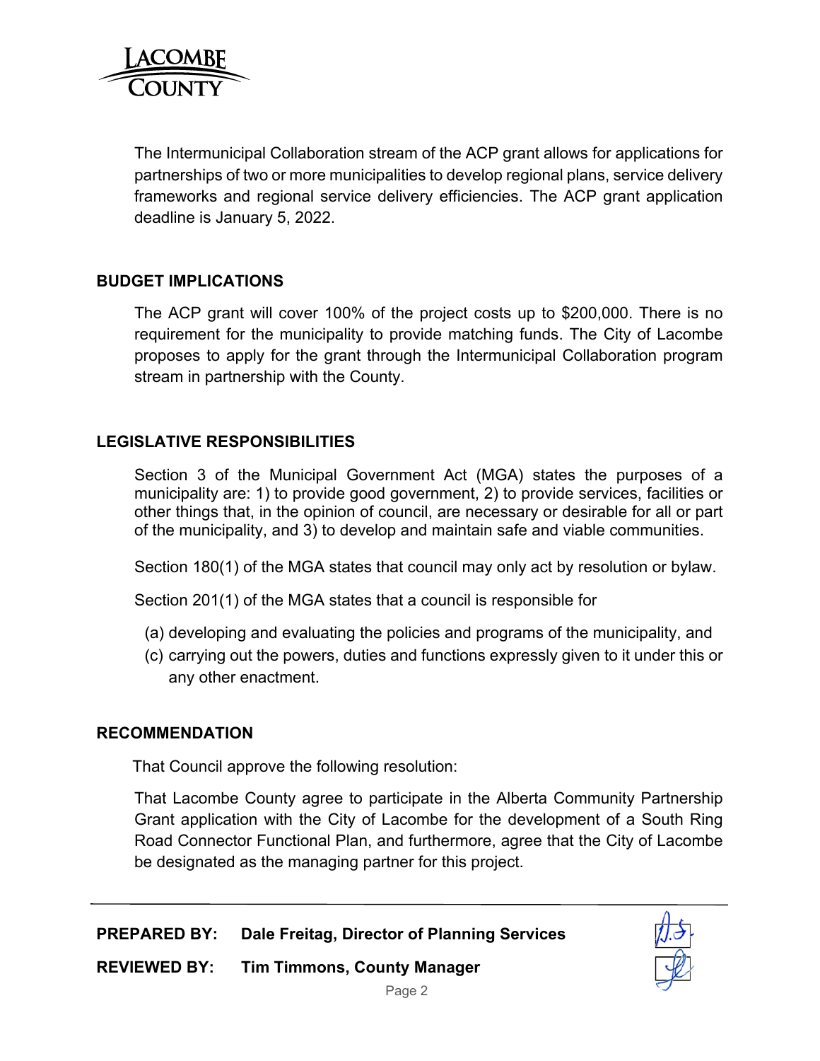The Intermunicipal Collaboration stream of the ACP grant allows for applications for partnerships of two or more municipalities to develop regional plans, service delivery frameworks and regional service delivery efficiencies. The ACP grant application deadline is January 5, 2022.

## BUDGET IMPLICATIONS

The ACP grant will cover 100% of the project costs up to $200,000. There is no requirement for the municipality to provide matching funds. The City of Lacombe proposes to apply for the grant through the Intermunicipal Collaboration program stream in partnership with the County.

## LEGISLATIVE RESPONSIBILITIES

Section 3 of the Municipal Government Act (MGA) states the purposes of a municipality are: 1) to provide good government, 2) to provide services, facilities or other things that, in the opinion of council, are necessary or desirable for all or part of the municipality, and 3) to develop and maintain safe and viable communities.

Section 180(1) of the MGA states that council may only act by resolution or bylaw.

Section 201(1) of the MGA states that a council is responsible for

(a) developing and evaluating the policies and programs of the municipality, and

(c) carrying out the powers, duties and functions expressly given to it under this or any other enactment.

## RECOMMENDATION

That Council approve the following resolution:

That Lacombe County agree to participate in the Alberta Community Partnership Grant application with the City of Lacombe for the development of a South Ring Road Connector Functional Plan, and furthermore, agree that the City of Lacombe be designated as the managing partner for this project.

---

**PREPARED BY: Dale Freitag, Director of Planning Services**

**REVIEWED BY: Tim Timmons, County Manager**